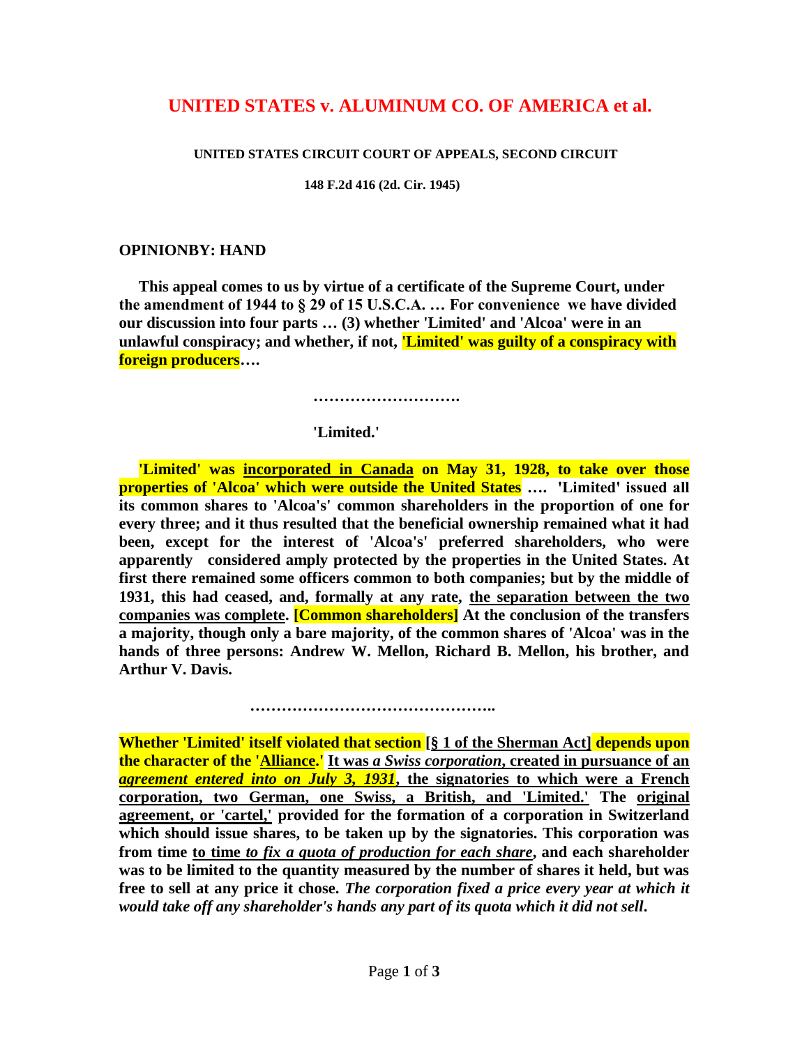# UNITED STATES v. ALUMINUM CO. OF AMERICA et al.

**UNITED STATES CIRCUIT COURT OF APPEALS, SECOND CIRCUIT**

**148 F.2d 416 (2d. Cir. 1945)**

**OPINIONBY: HAND**

**This appeal comes to us by virtue of a certificate of the Supreme Court, under the amendment of 1944 to § 29 of 15 U.S.C.A. … For convenience we have divided our discussion into four parts … (3) whether 'Limited' and 'Alcoa' were in an unlawful conspiracy; and whether, if not, 'Limited' was guilty of a conspiracy with foreign producers….**

**……………………….**

**'Limited.'**

**'Limited' was incorporated in Canada on May 31, 1928, to take over those properties of 'Alcoa' which were outside the United States …. 'Limited' issued all its common shares to 'Alcoa's' common shareholders in the proportion of one for every three; and it thus resulted that the beneficial ownership remained what it had been, except for the interest of 'Alcoa's' preferred shareholders, who were apparently considered amply protected by the properties in the United States. At first there remained some officers common to both companies; but by the middle of 1931, this had ceased, and, formally at any rate, the separation between the two companies was complete. [Common shareholders] At the conclusion of the transfers a majority, though only a bare majority, of the common shares of 'Alcoa' was in the hands of three persons: Andrew W. Mellon, Richard B. Mellon, his brother, and Arthur V. Davis.**

**………………………………………..**

**Whether 'Limited' itself violated that section [§ 1 of the Sherman Act] depends upon the character of the 'Alliance.' It was *a Swiss corporation*, created in pursuance of an *agreement entered into on July 3, 1931*, the signatories to which were a French corporation, two German, one Swiss, a British, and 'Limited.' The original agreement, or 'cartel,' provided for the formation of a corporation in Switzerland which should issue shares, to be taken up by the signatories. This corporation was from time to time *to fix a quota of production for each share*, and each shareholder was to be limited to the quantity measured by the number of shares it held, but was free to sell at any price it chose. *The corporation fixed a price every year at which it would take off any shareholder's hands any part of its quota which it did not sell*.**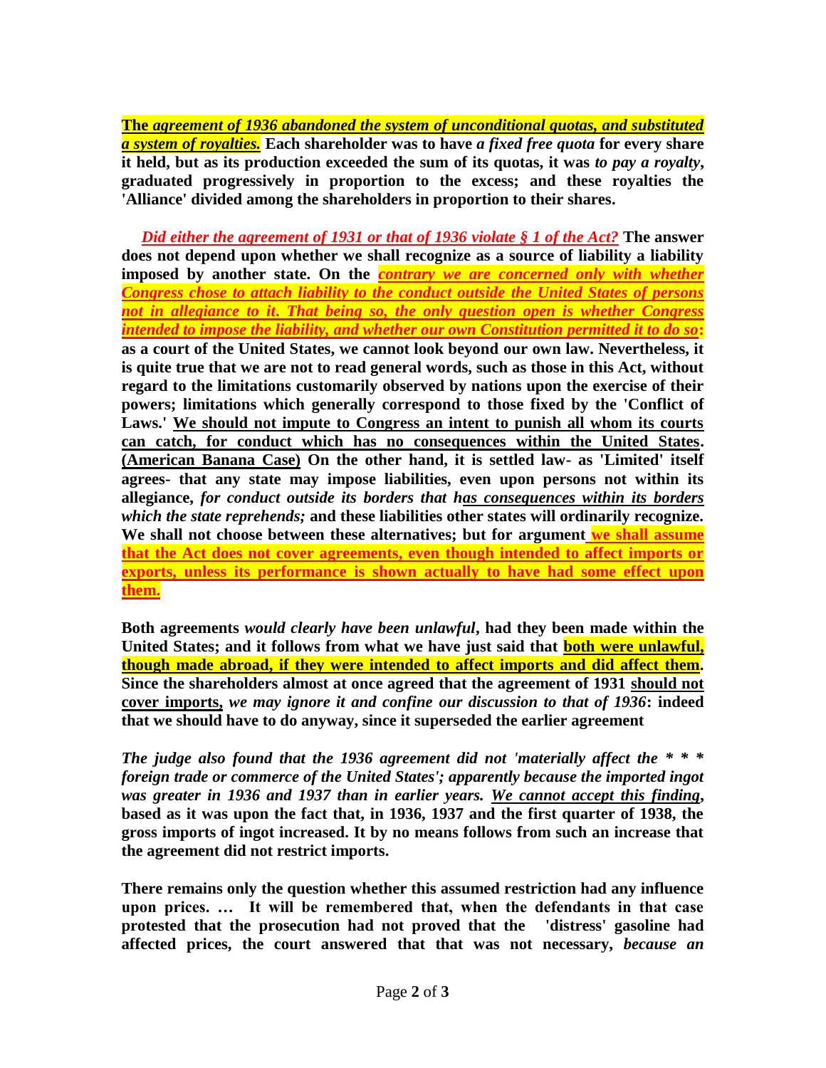**The *agreement of 1936 abandoned the system of unconditional quotas, and substituted a system of royalties.* Each shareholder was to have *a fixed free quota* for every share it held, but as its production exceeded the sum of its quotas, it was *to pay a royalty*, graduated progressively in proportion to the excess; and these royalties the 'Alliance' divided among the shareholders in proportion to their shares.**

***Did either the agreement of 1931 or that of 1936 violate § 1 of the Act?* The answer does not depend upon whether we shall recognize as a source of liability a liability imposed by another state. On the *contrary we are concerned only with whether Congress chose to attach liability to the conduct outside the United States of persons not in allegiance to it. That being so, the only question open is whether Congress intended to impose the liability, and whether our own Constitution permitted it to do so*: as a court of the United States, we cannot look beyond our own law. Nevertheless, it is quite true that we are not to read general words, such as those in this Act, without regard to the limitations customarily observed by nations upon the exercise of their powers; limitations which generally correspond to those fixed by the 'Conflict of Laws.' We should not impute to Congress an intent to punish all whom its courts can catch, for conduct which has no consequences within the United States. (American Banana Case) On the other hand, it is settled law- as 'Limited' itself agrees- that any state may impose liabilities, even upon persons not within its allegiance, *for conduct outside its borders that has consequences within its borders which the state reprehends;* and these liabilities other states will ordinarily recognize. We shall not choose between these alternatives; but for argument we shall assume that the Act does not cover agreements, even though intended to affect imports or exports, unless its performance is shown actually to have had some effect upon them.**

**Both agreements *would clearly have been unlawful*, had they been made within the United States; and it follows from what we have just said that both were unlawful, though made abroad, if they were intended to affect imports and did affect them. Since the shareholders almost at once agreed that the agreement of 1931 should not cover imports, *we may ignore it and confine our discussion to that of 1936*: indeed that we should have to do anyway, since it superseded the earlier agreement**

***The judge also found that the 1936 agreement did not 'materially affect the * * * foreign trade or commerce of the United States'; apparently because the imported ingot was greater in 1936 and 1937 than in earlier years. We cannot accept this finding*, based as it was upon the fact that, in 1936, 1937 and the first quarter of 1938, the gross imports of ingot increased. It by no means follows from such an increase that the agreement did not restrict imports.**

**There remains only the question whether this assumed restriction had any influence upon prices. … It will be remembered that, when the defendants in that case protested that the prosecution had not proved that the 'distress' gasoline had affected prices, the court answered that that was not necessary, *because an***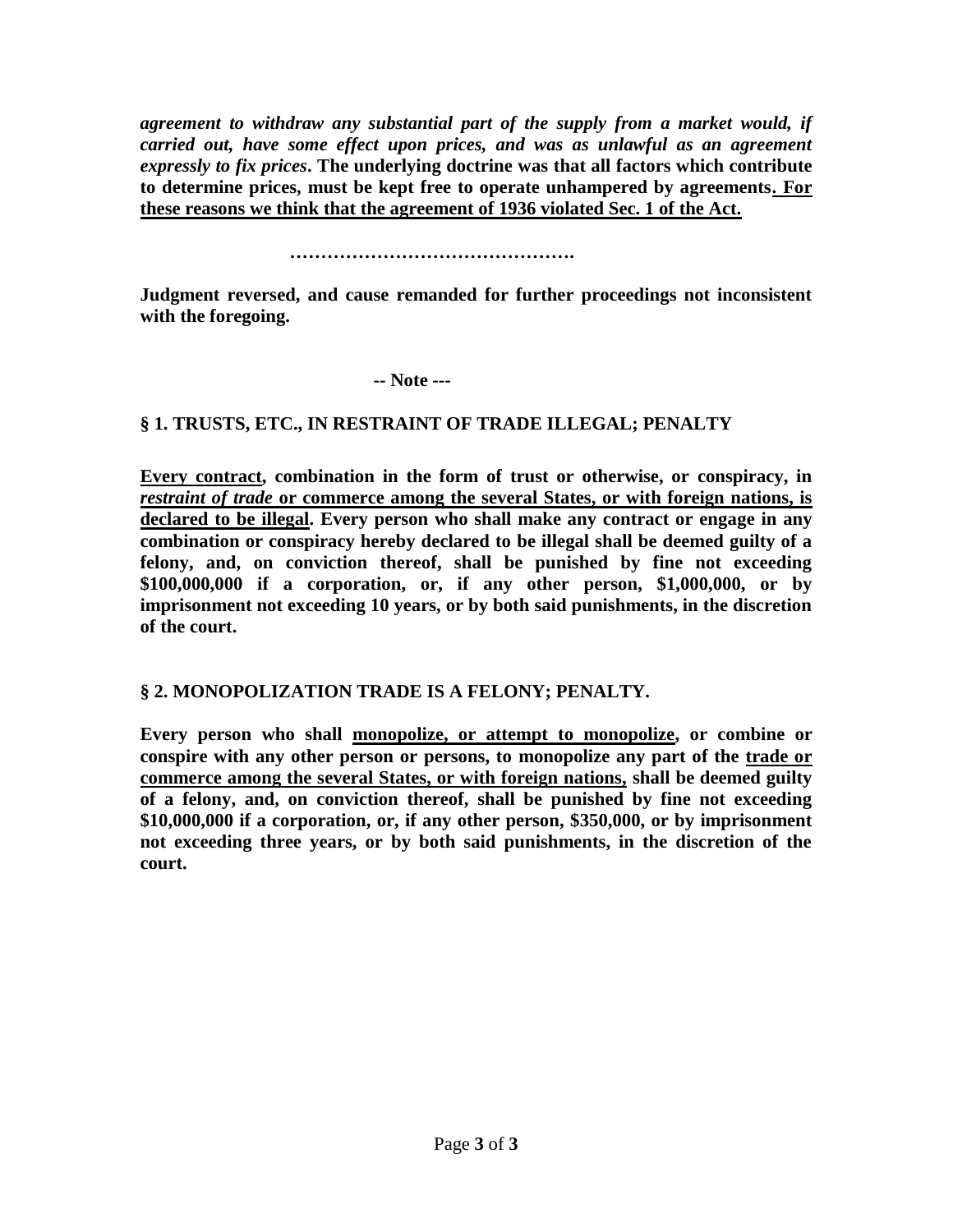***agreement to withdraw any substantial part of the supply from a market would, if carried out, have some effect upon prices, and was as unlawful as an agreement expressly to fix prices*. The underlying doctrine was that all factors which contribute to determine prices, must be kept free to operate unhampered by agreements. <u>For these reasons we think that the agreement of 1936 violated Sec. 1 of the Act.</u>**

**……………………………………….**

**Judgment reversed, and cause remanded for further proceedings not inconsistent with the foregoing.**

**-- Note ---**

**§ 1. TRUSTS, ETC., IN RESTRAINT OF TRADE ILLEGAL; PENALTY**

**<u>Every contract</u>, combination in the form of trust or otherwise, or conspiracy, in <u>*restraint of trade* or commerce among the several States, or with foreign nations, is declared to be illegal</u>. Every person who shall make any contract or engage in any combination or conspiracy hereby declared to be illegal shall be deemed guilty of a felony, and, on conviction thereof, shall be punished by fine not exceeding $100,000,000 if a corporation, or, if any other person, $1,000,000, or by imprisonment not exceeding 10 years, or by both said punishments, in the discretion of the court.**

**§ 2. MONOPOLIZATION TRADE IS A FELONY; PENALTY.**

**Every person who shall <u>monopolize, or attempt to monopolize</u>, or combine or conspire with any other person or persons, to monopolize any part of the <u>trade or commerce among the several States, or with foreign nations,</u> shall be deemed guilty of a felony, and, on conviction thereof, shall be punished by fine not exceeding $10,000,000 if a corporation, or, if any other person, $350,000, or by imprisonment not exceeding three years, or by both said punishments, in the discretion of the court.**